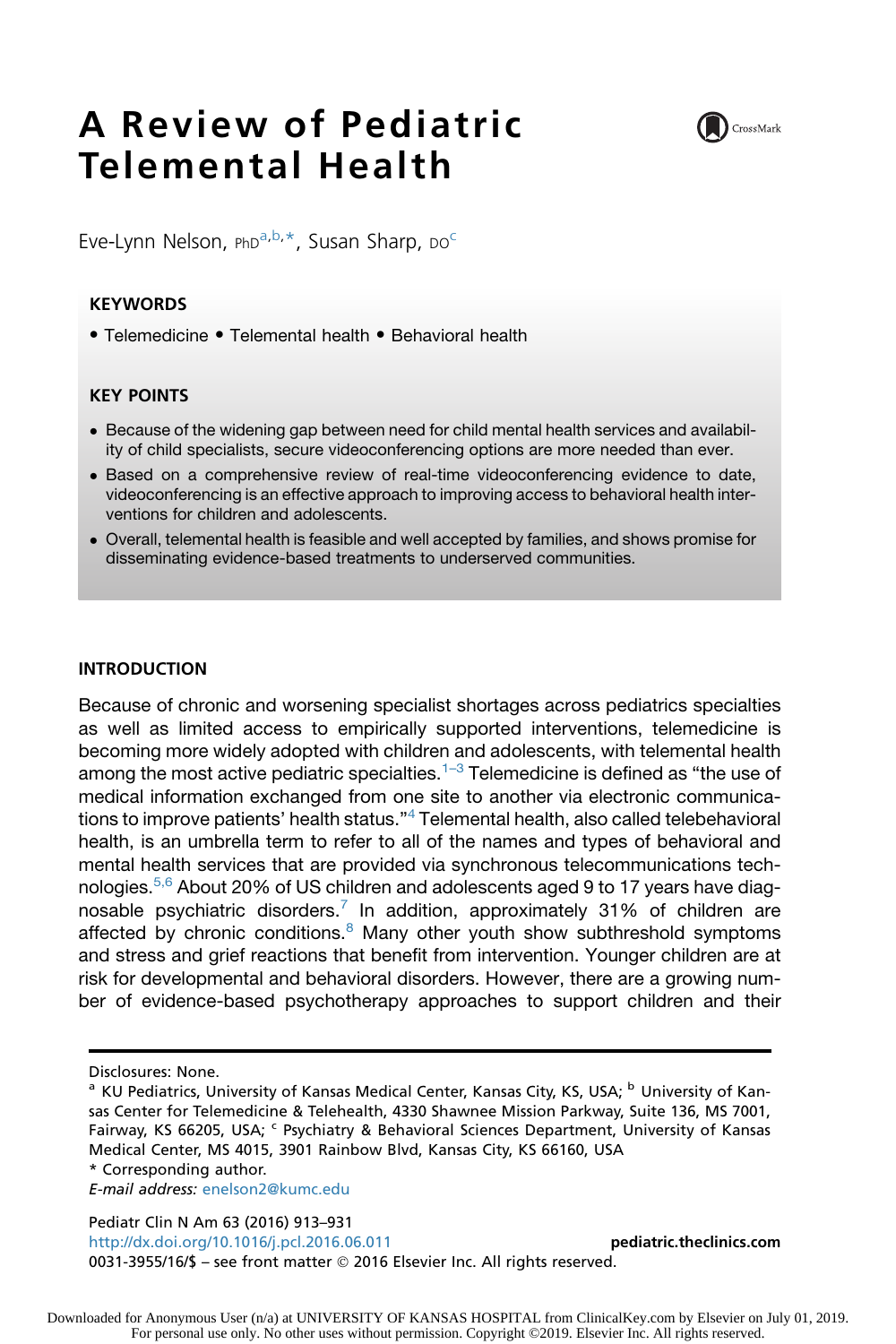# A Review of Pediatric Telemental Health

Eve-Lynn Nelson, PhD[a,b,*], Susan Sharp, DO[c]

## KEYWORDS

- Telemedicine • Telemental health • Behavioral health

## KEY POINTS

- Because of the widening gap between need for child mental health services and availability of child specialists, secure videoconferencing options are more needed than ever.
- Based on a comprehensive review of real-time videoconferencing evidence to date, videoconferencing is an effective approach to improving access to behavioral health interventions for children and adolescents.
- Overall, telemental health is feasible and well accepted by families, and shows promise for disseminating evidence-based treatments to underserved communities.

## INTRODUCTION

Because of chronic and worsening specialist shortages across pediatrics specialties as well as limited access to empirically supported interventions, telemedicine is becoming more widely adopted with children and adolescents, with telemental health among the most active pediatric specialties.[1–3] Telemedicine is defined as "the use of medical information exchanged from one site to another via electronic communications to improve patients' health status."[4] Telemental health, also called telebehavioral health, is an umbrella term to refer to all of the names and types of behavioral and mental health services that are provided via synchronous telecommunications technologies.[5,6] About 20% of US children and adolescents aged 9 to 17 years have diagnosable psychiatric disorders.[7] In addition, approximately 31% of children are affected by chronic conditions.[8] Many other youth show subthreshold symptoms and stress and grief reactions that benefit from intervention. Younger children are at risk for developmental and behavioral disorders. However, there are a growing number of evidence-based psychotherapy approaches to support children and their

---

Disclosures: None.

[a] KU Pediatrics, University of Kansas Medical Center, Kansas City, KS, USA; [b] University of Kansas Center for Telemedicine & Telehealth, 4330 Shawnee Mission Parkway, Suite 136, MS 7001, Fairway, KS 66205, USA; [c] Psychiatry & Behavioral Sciences Department, University of Kansas Medical Center, MS 4015, 3901 Rainbow Blvd, Kansas City, KS 66160, USA

\* Corresponding author.

*E-mail address:* enelson2@kumc.edu

Pediatr Clin N Am 63 (2016) 913–931
http://dx.doi.org/10.1016/j.pcl.2016.06.011 pediatric.theclinics.com
0031-3955/16/$ – see front matter © 2016 Elsevier Inc. All rights reserved.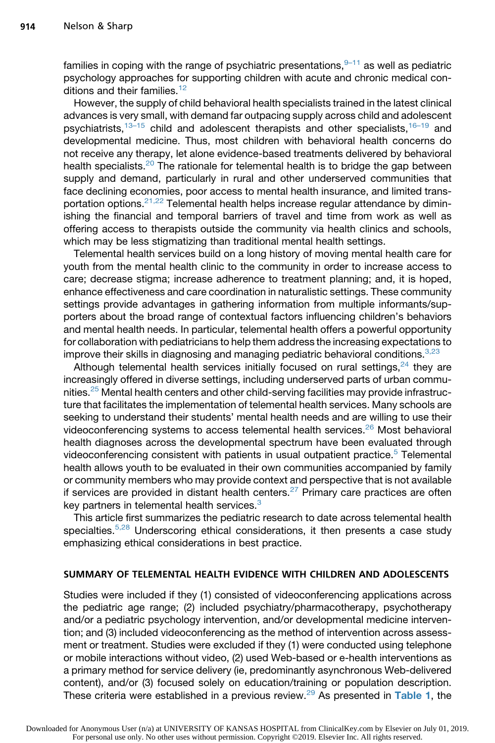families in coping with the range of psychiatric presentations,[9–11] as well as pediatric psychology approaches for supporting children with acute and chronic medical conditions and their families.[12]

However, the supply of child behavioral health specialists trained in the latest clinical advances is very small, with demand far outpacing supply across child and adolescent psychiatrists,[13–15] child and adolescent therapists and other specialists,[16–19] and developmental medicine. Thus, most children with behavioral health concerns do not receive any therapy, let alone evidence-based treatments delivered by behavioral health specialists.[20] The rationale for telemental health is to bridge the gap between supply and demand, particularly in rural and other underserved communities that face declining economies, poor access to mental health insurance, and limited transportation options.[21,22] Telemental health helps increase regular attendance by diminishing the financial and temporal barriers of travel and time from work as well as offering access to therapists outside the community via health clinics and schools, which may be less stigmatizing than traditional mental health settings.

Telemental health services build on a long history of moving mental health care for youth from the mental health clinic to the community in order to increase access to care; decrease stigma; increase adherence to treatment planning; and, it is hoped, enhance effectiveness and care coordination in naturalistic settings. These community settings provide advantages in gathering information from multiple informants/supporters about the broad range of contextual factors influencing children's behaviors and mental health needs. In particular, telemental health offers a powerful opportunity for collaboration with pediatricians to help them address the increasing expectations to improve their skills in diagnosing and managing pediatric behavioral conditions.[3,23]

Although telemental health services initially focused on rural settings,[24] they are increasingly offered in diverse settings, including underserved parts of urban communities.[25] Mental health centers and other child-serving facilities may provide infrastructure that facilitates the implementation of telemental health services. Many schools are seeking to understand their students' mental health needs and are willing to use their videoconferencing systems to access telemental health services.[26] Most behavioral health diagnoses across the developmental spectrum have been evaluated through videoconferencing consistent with patients in usual outpatient practice.[5] Telemental health allows youth to be evaluated in their own communities accompanied by family or community members who may provide context and perspective that is not available if services are provided in distant health centers.[27] Primary care practices are often key partners in telemental health services.[3]

This article first summarizes the pediatric research to date across telemental health specialties.[5,28] Underscoring ethical considerations, it then presents a case study emphasizing ethical considerations in best practice.

## SUMMARY OF TELEMENTAL HEALTH EVIDENCE WITH CHILDREN AND ADOLESCENTS

Studies were included if they (1) consisted of videoconferencing applications across the pediatric age range; (2) included psychiatry/pharmacotherapy, psychotherapy and/or a pediatric psychology intervention, and/or developmental medicine intervention; and (3) included videoconferencing as the method of intervention across assessment or treatment. Studies were excluded if they (1) were conducted using telephone or mobile interactions without video, (2) used Web-based or e-health interventions as a primary method for service delivery (ie, predominantly asynchronous Web-delivered content), and/or (3) focused solely on education/training or population description. These criteria were established in a previous review.[29] As presented in **Table 1**, the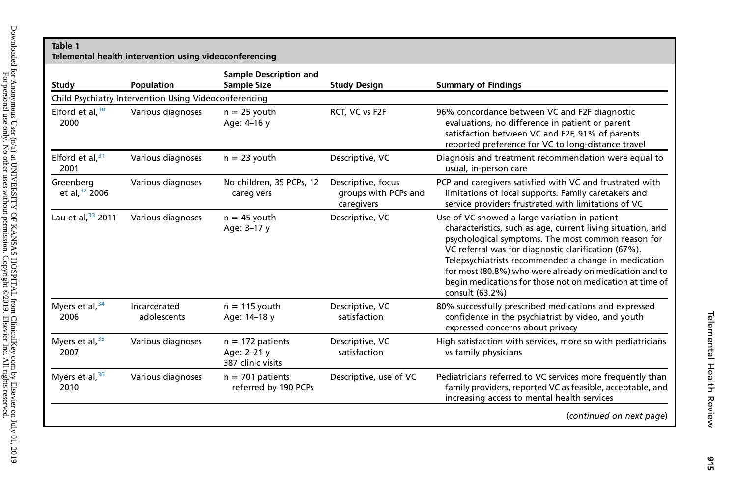**Table 1**
**Telemental health intervention using videoconferencing**

| Study | Population | Sample Description and Sample Size | Study Design | Summary of Findings |
|---|---|---|---|---|
| Child Psychiatry Intervention Using Videoconferencing | | | | |
| Elford et al,[30] 2000 | Various diagnoses | n = 25 youth<br>Age: 4–16 y | RCT, VC vs F2F | 96% concordance between VC and F2F diagnostic evaluations, no difference in patient or parent satisfaction between VC and F2F, 91% of parents reported preference for VC to long-distance travel |
| Elford et al,[31] 2001 | Various diagnoses | n = 23 youth | Descriptive, VC | Diagnosis and treatment recommendation were equal to usual, in-person care |
| Greenberg et al,[32] 2006 | Various diagnoses | No children, 35 PCPs, 12 caregivers | Descriptive, focus groups with PCPs and caregivers | PCP and caregivers satisfied with VC and frustrated with limitations of local supports. Family caretakers and service providers frustrated with limitations of VC |
| Lau et al,[33] 2011 | Various diagnoses | n = 45 youth<br>Age: 3–17 y | Descriptive, VC | Use of VC showed a large variation in patient characteristics, such as age, current living situation, and psychological symptoms. The most common reason for VC referral was for diagnostic clarification (67%). Telepsychiatrists recommended a change in medication for most (80.8%) who were already on medication and to begin medications for those not on medication at time of consult (63.2%) |
| Myers et al,[34] 2006 | Incarcerated adolescents | n = 115 youth<br>Age: 14–18 y | Descriptive, VC satisfaction | 80% successfully prescribed medications and expressed confidence in the psychiatrist by video, and youth expressed concerns about privacy |
| Myers et al,[35] 2007 | Various diagnoses | n = 172 patients<br>Age: 2–21 y<br>387 clinic visits | Descriptive, VC satisfaction | High satisfaction with services, more so with pediatricians vs family physicians |
| Myers et al,[36] 2010 | Various diagnoses | n = 701 patients referred by 190 PCPs | Descriptive, use of VC | Pediatricians referred to VC services more frequently than family providers, reported VC as feasible, acceptable, and increasing access to mental health services |

(*continued on next page*)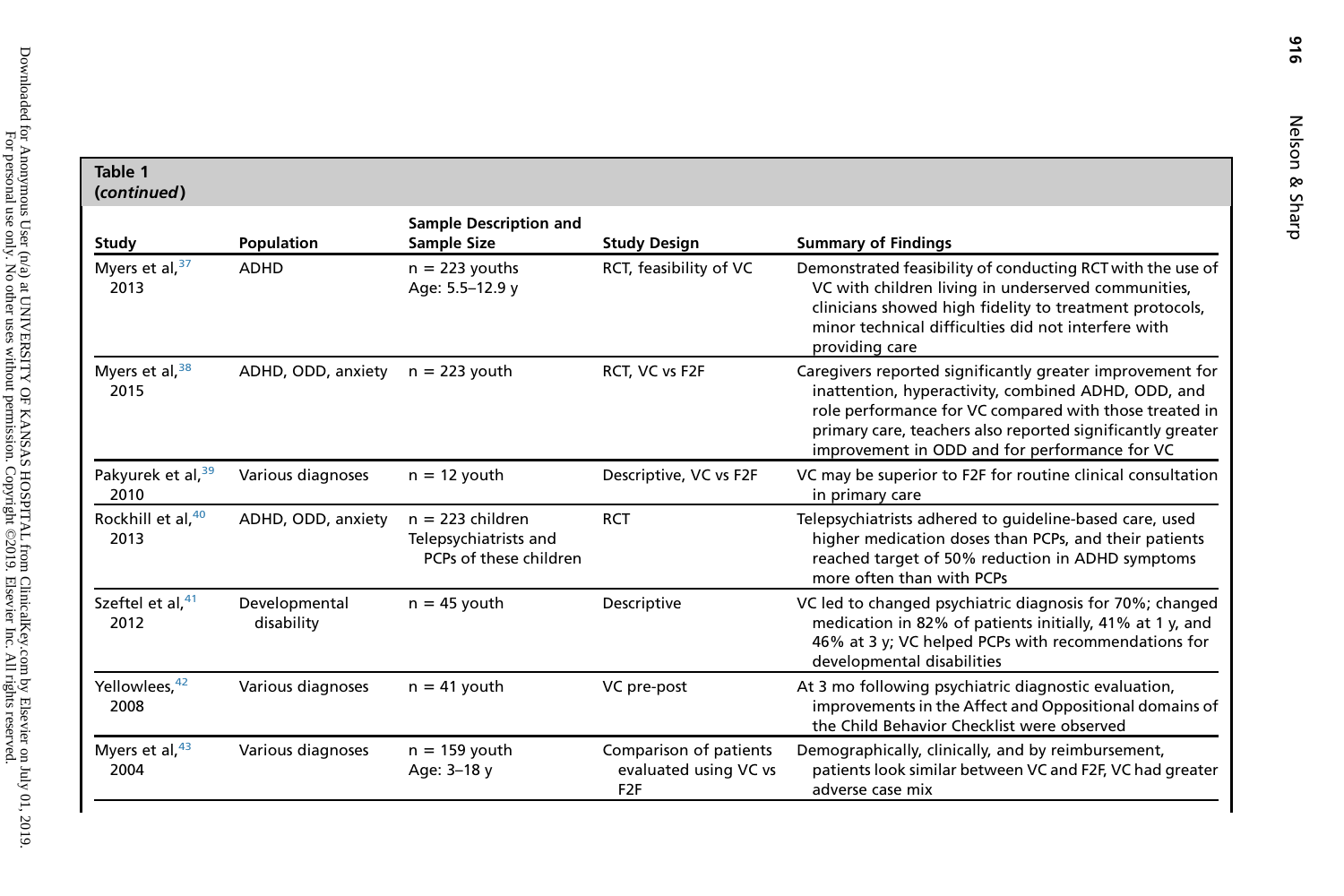**Table 1**
**(*continued*)**

| Study | Population | Sample Description and Sample Size | Study Design | Summary of Findings |
|---|---|---|---|---|
| Myers et al,[37] 2013 | ADHD | n = 223 youths<br>Age: 5.5–12.9 y | RCT, feasibility of VC | Demonstrated feasibility of conducting RCT with the use of VC with children living in underserved communities, clinicians showed high fidelity to treatment protocols, minor technical difficulties did not interfere with providing care |
| Myers et al,[38] 2015 | ADHD, ODD, anxiety | n = 223 youth | RCT, VC vs F2F | Caregivers reported significantly greater improvement for inattention, hyperactivity, combined ADHD, ODD, and role performance for VC compared with those treated in primary care, teachers also reported significantly greater improvement in ODD and for performance for VC |
| Pakyurek et al,[39] 2010 | Various diagnoses | n = 12 youth | Descriptive, VC vs F2F | VC may be superior to F2F for routine clinical consultation in primary care |
| Rockhill et al,[40] 2013 | ADHD, ODD, anxiety | n = 223 children<br>Telepsychiatrists and PCPs of these children | RCT | Telepsychiatrists adhered to guideline-based care, used higher medication doses than PCPs, and their patients reached target of 50% reduction in ADHD symptoms more often than with PCPs |
| Szeftel et al,[41] 2012 | Developmental disability | n = 45 youth | Descriptive | VC led to changed psychiatric diagnosis for 70%; changed medication in 82% of patients initially, 41% at 1 y, and 46% at 3 y; VC helped PCPs with recommendations for developmental disabilities |
| Yellowlees,[42] 2008 | Various diagnoses | n = 41 youth | VC pre-post | At 3 mo following psychiatric diagnostic evaluation, improvements in the Affect and Oppositional domains of the Child Behavior Checklist were observed |
| Myers et al,[43] 2004 | Various diagnoses | n = 159 youth<br>Age: 3–18 y | Comparison of patients evaluated using VC vs F2F | Demographically, clinically, and by reimbursement, patients look similar between VC and F2F, VC had greater adverse case mix |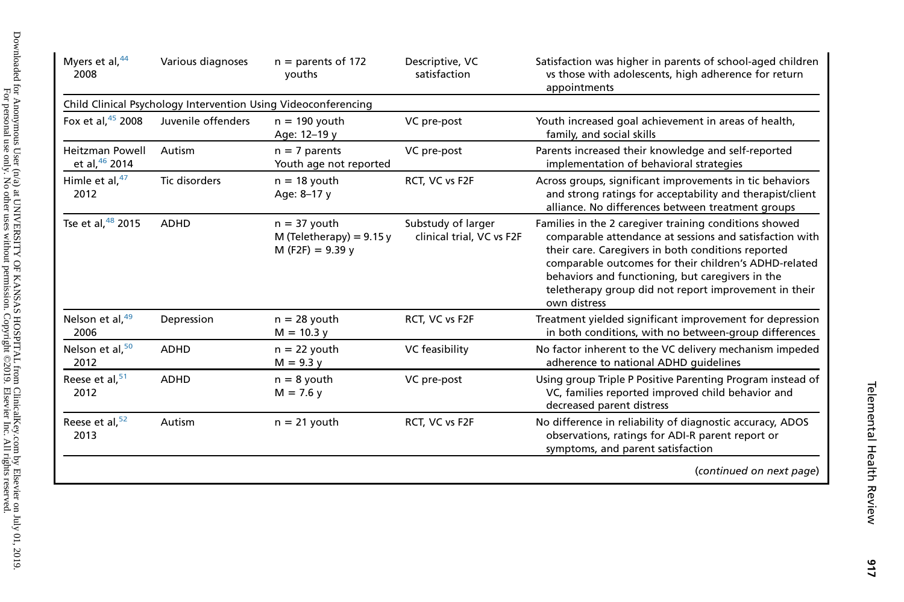| | | | | |
|---|---|---|---|---|
| Myers et al,[44] 2008 | Various diagnoses | n = parents of 172 youths | Descriptive, VC satisfaction | Satisfaction was higher in parents of school-aged children vs those with adolescents, high adherence for return appointments |
| Child Clinical Psychology Intervention Using Videoconferencing | | | | |
| Fox et al,[45] 2008 | Juvenile offenders | n = 190 youth<br>Age: 12–19 y | VC pre-post | Youth increased goal achievement in areas of health, family, and social skills |
| Heitzman Powell et al,[46] 2014 | Autism | n = 7 parents<br>Youth age not reported | VC pre-post | Parents increased their knowledge and self-reported implementation of behavioral strategies |
| Himle et al,[47] 2012 | Tic disorders | n = 18 youth<br>Age: 8–17 y | RCT, VC vs F2F | Across groups, significant improvements in tic behaviors and strong ratings for acceptability and therapist/client alliance. No differences between treatment groups |
| Tse et al,[48] 2015 | ADHD | n = 37 youth<br>M (Teletherapy) = 9.15 y<br>M (F2F) = 9.39 y | Substudy of larger clinical trial, VC vs F2F | Families in the 2 caregiver training conditions showed comparable attendance at sessions and satisfaction with their care. Caregivers in both conditions reported comparable outcomes for their children's ADHD-related behaviors and functioning, but caregivers in the teletherapy group did not report improvement in their own distress |
| Nelson et al,[49] 2006 | Depression | n = 28 youth<br>M = 10.3 y | RCT, VC vs F2F | Treatment yielded significant improvement for depression in both conditions, with no between-group differences |
| Nelson et al,[50] 2012 | ADHD | n = 22 youth<br>M = 9.3 y | VC feasibility | No factor inherent to the VC delivery mechanism impeded adherence to national ADHD guidelines |
| Reese et al,[51] 2012 | ADHD | n = 8 youth<br>M = 7.6 y | VC pre-post | Using group Triple P Positive Parenting Program instead of VC, families reported improved child behavior and decreased parent distress |
| Reese et al,[52] 2013 | Autism | n = 21 youth | RCT, VC vs F2F | No difference in reliability of diagnostic accuracy, ADOS observations, ratings for ADI-R parent report or symptoms, and parent satisfaction |

(*continued on next page*)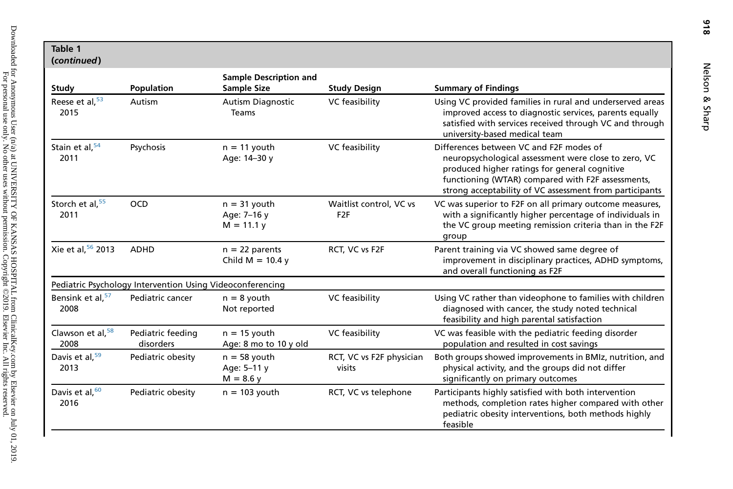**Table 1**
***(continued)***

| Study | Population | Sample Description and Sample Size | Study Design | Summary of Findings |
|---|---|---|---|---|
| Reese et al,[53] 2015 | Autism | Autism Diagnostic Teams | VC feasibility | Using VC provided families in rural and underserved areas improved access to diagnostic services, parents equally satisfied with services received through VC and through university-based medical team |
| Stain et al,[54] 2011 | Psychosis | n = 11 youth<br>Age: 14–30 y | VC feasibility | Differences between VC and F2F modes of neuropsychological assessment were close to zero, VC produced higher ratings for general cognitive functioning (WTAR) compared with F2F assessments, strong acceptability of VC assessment from participants |
| Storch et al,[55] 2011 | OCD | n = 31 youth<br>Age: 7–16 y<br>M = 11.1 y | Waitlist control, VC vs F2F | VC was superior to F2F on all primary outcome measures, with a significantly higher percentage of individuals in the VC group meeting remission criteria than in the F2F group |
| Xie et al,[56] 2013 | ADHD | n = 22 parents<br>Child M = 10.4 y | RCT, VC vs F2F | Parent training via VC showed same degree of improvement in disciplinary practices, ADHD symptoms, and overall functioning as F2F |
| Pediatric Psychology Intervention Using Videoconferencing | | | | |
| Bensink et al,[57] 2008 | Pediatric cancer | n = 8 youth<br>Not reported | VC feasibility | Using VC rather than videophone to families with children diagnosed with cancer, the study noted technical feasibility and high parental satisfaction |
| Clawson et al,[58] 2008 | Pediatric feeding disorders | n = 15 youth<br>Age: 8 mo to 10 y old | VC feasibility | VC was feasible with the pediatric feeding disorder population and resulted in cost savings |
| Davis et al,[59] 2013 | Pediatric obesity | n = 58 youth<br>Age: 5–11 y<br>M = 8.6 y | RCT, VC vs F2F physician visits | Both groups showed improvements in BMIz, nutrition, and physical activity, and the groups did not differ significantly on primary outcomes |
| Davis et al,[60] 2016 | Pediatric obesity | n = 103 youth | RCT, VC vs telephone | Participants highly satisfied with both intervention methods, completion rates higher compared with other pediatric obesity interventions, both methods highly feasible |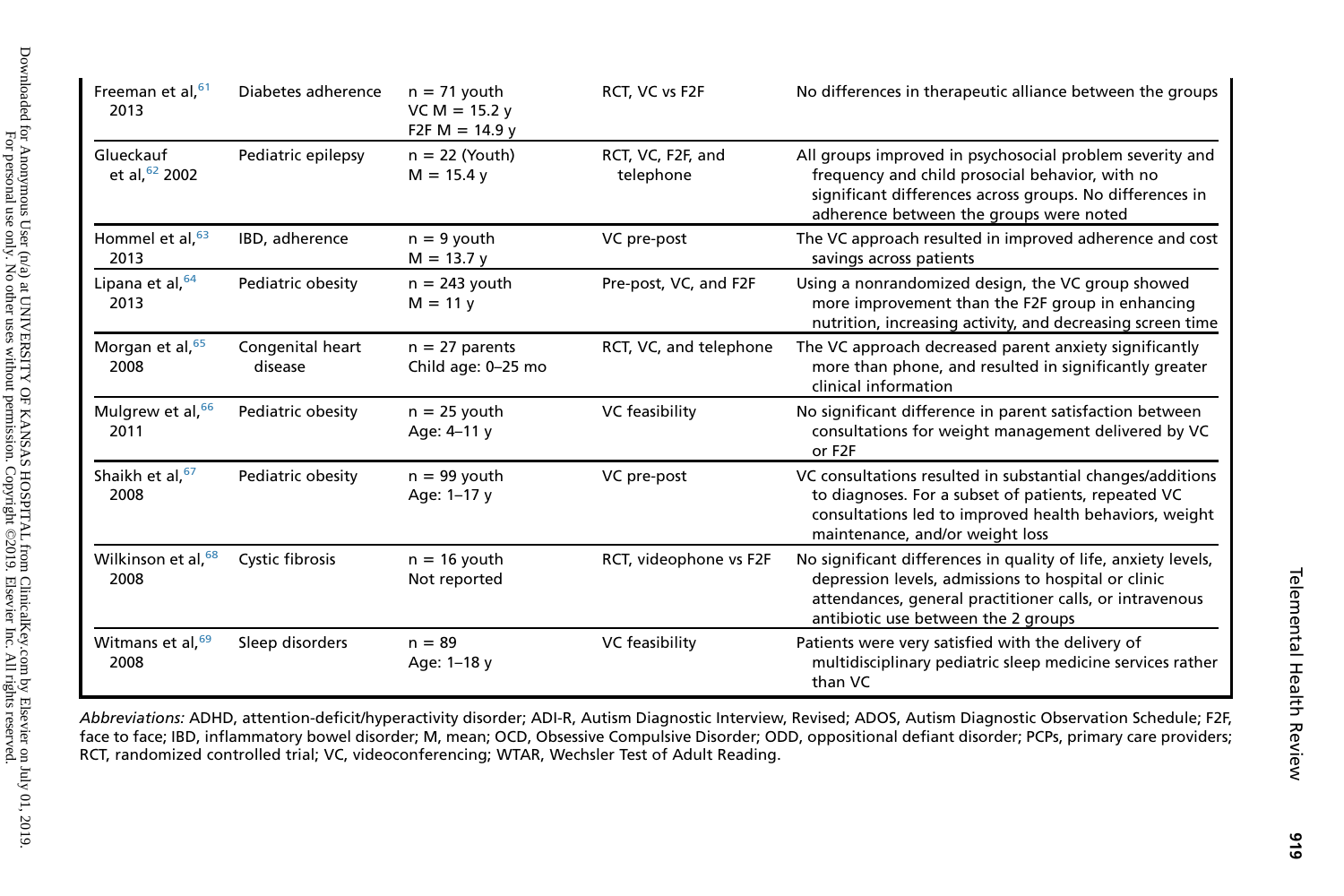| Freeman et al,[61] 2013 | Diabetes adherence | n = 71 youth<br>VC M = 15.2 y<br>F2F M = 14.9 y | RCT, VC vs F2F | No differences in therapeutic alliance between the groups |
|---|---|---|---|---|
| Glueckauf et al,[62] 2002 | Pediatric epilepsy | n = 22 (Youth)<br>M = 15.4 y | RCT, VC, F2F, and telephone | All groups improved in psychosocial problem severity and frequency and child prosocial behavior, with no significant differences across groups. No differences in adherence between the groups were noted |
| Hommel et al,[63] 2013 | IBD, adherence | n = 9 youth<br>M = 13.7 y | VC pre-post | The VC approach resulted in improved adherence and cost savings across patients |
| Lipana et al,[64] 2013 | Pediatric obesity | n = 243 youth<br>M = 11 y | Pre-post, VC, and F2F | Using a nonrandomized design, the VC group showed more improvement than the F2F group in enhancing nutrition, increasing activity, and decreasing screen time |
| Morgan et al,[65] 2008 | Congenital heart disease | n = 27 parents<br>Child age: 0–25 mo | RCT, VC, and telephone | The VC approach decreased parent anxiety significantly more than phone, and resulted in significantly greater clinical information |
| Mulgrew et al,[66] 2011 | Pediatric obesity | n = 25 youth<br>Age: 4–11 y | VC feasibility | No significant difference in parent satisfaction between consultations for weight management delivered by VC or F2F |
| Shaikh et al,[67] 2008 | Pediatric obesity | n = 99 youth<br>Age: 1–17 y | VC pre-post | VC consultations resulted in substantial changes/additions to diagnoses. For a subset of patients, repeated VC consultations led to improved health behaviors, weight maintenance, and/or weight loss |
| Wilkinson et al,[68] 2008 | Cystic fibrosis | n = 16 youth<br>Not reported | RCT, videophone vs F2F | No significant differences in quality of life, anxiety levels, depression levels, admissions to hospital or clinic attendances, general practitioner calls, or intravenous antibiotic use between the 2 groups |
| Witmans et al,[69] 2008 | Sleep disorders | n = 89<br>Age: 1–18 y | VC feasibility | Patients were very satisfied with the delivery of multidisciplinary pediatric sleep medicine services rather than VC |

*Abbreviations:* ADHD, attention-deficit/hyperactivity disorder; ADI-R, Autism Diagnostic Interview, Revised; ADOS, Autism Diagnostic Observation Schedule; F2F, face to face; IBD, inflammatory bowel disorder; M, mean; OCD, Obsessive Compulsive Disorder; ODD, oppositional defiant disorder; PCPs, primary care providers; RCT, randomized controlled trial; VC, videoconferencing; WTAR, Wechsler Test of Adult Reading.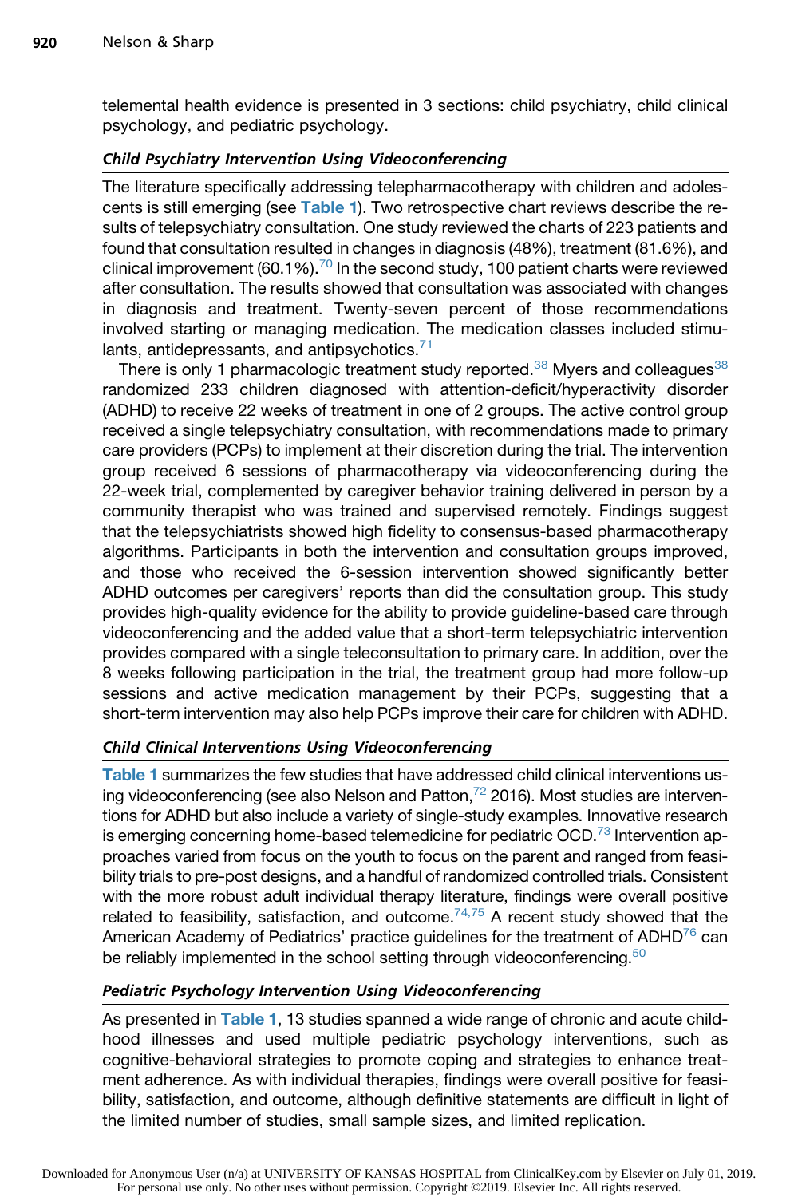telemental health evidence is presented in 3 sections: child psychiatry, child clinical psychology, and pediatric psychology.

### *Child Psychiatry Intervention Using Videoconferencing*

The literature specifically addressing telepharmacotherapy with children and adolescents is still emerging (see **Table 1**). Two retrospective chart reviews describe the results of telepsychiatry consultation. One study reviewed the charts of 223 patients and found that consultation resulted in changes in diagnosis (48%), treatment (81.6%), and clinical improvement (60.1%).[70] In the second study, 100 patient charts were reviewed after consultation. The results showed that consultation was associated with changes in diagnosis and treatment. Twenty-seven percent of those recommendations involved starting or managing medication. The medication classes included stimulants, antidepressants, and antipsychotics.[71]

There is only 1 pharmacologic treatment study reported.[38] Myers and colleagues[38] randomized 233 children diagnosed with attention-deficit/hyperactivity disorder (ADHD) to receive 22 weeks of treatment in one of 2 groups. The active control group received a single telepsychiatry consultation, with recommendations made to primary care providers (PCPs) to implement at their discretion during the trial. The intervention group received 6 sessions of pharmacotherapy via videoconferencing during the 22-week trial, complemented by caregiver behavior training delivered in person by a community therapist who was trained and supervised remotely. Findings suggest that the telepsychiatrists showed high fidelity to consensus-based pharmacotherapy algorithms. Participants in both the intervention and consultation groups improved, and those who received the 6-session intervention showed significantly better ADHD outcomes per caregivers' reports than did the consultation group. This study provides high-quality evidence for the ability to provide guideline-based care through videoconferencing and the added value that a short-term telepsychiatric intervention provides compared with a single teleconsultation to primary care. In addition, over the 8 weeks following participation in the trial, the treatment group had more follow-up sessions and active medication management by their PCPs, suggesting that a short-term intervention may also help PCPs improve their care for children with ADHD.

### *Child Clinical Interventions Using Videoconferencing*

**Table 1** summarizes the few studies that have addressed child clinical interventions using videoconferencing (see also Nelson and Patton,[72] 2016). Most studies are interventions for ADHD but also include a variety of single-study examples. Innovative research is emerging concerning home-based telemedicine for pediatric OCD.[73] Intervention approaches varied from focus on the youth to focus on the parent and ranged from feasibility trials to pre-post designs, and a handful of randomized controlled trials. Consistent with the more robust adult individual therapy literature, findings were overall positive related to feasibility, satisfaction, and outcome.[74,75] A recent study showed that the American Academy of Pediatrics' practice guidelines for the treatment of ADHD[76] can be reliably implemented in the school setting through videoconferencing.[50]

### *Pediatric Psychology Intervention Using Videoconferencing*

As presented in **Table 1**, 13 studies spanned a wide range of chronic and acute childhood illnesses and used multiple pediatric psychology interventions, such as cognitive-behavioral strategies to promote coping and strategies to enhance treatment adherence. As with individual therapies, findings were overall positive for feasibility, satisfaction, and outcome, although definitive statements are difficult in light of the limited number of studies, small sample sizes, and limited replication.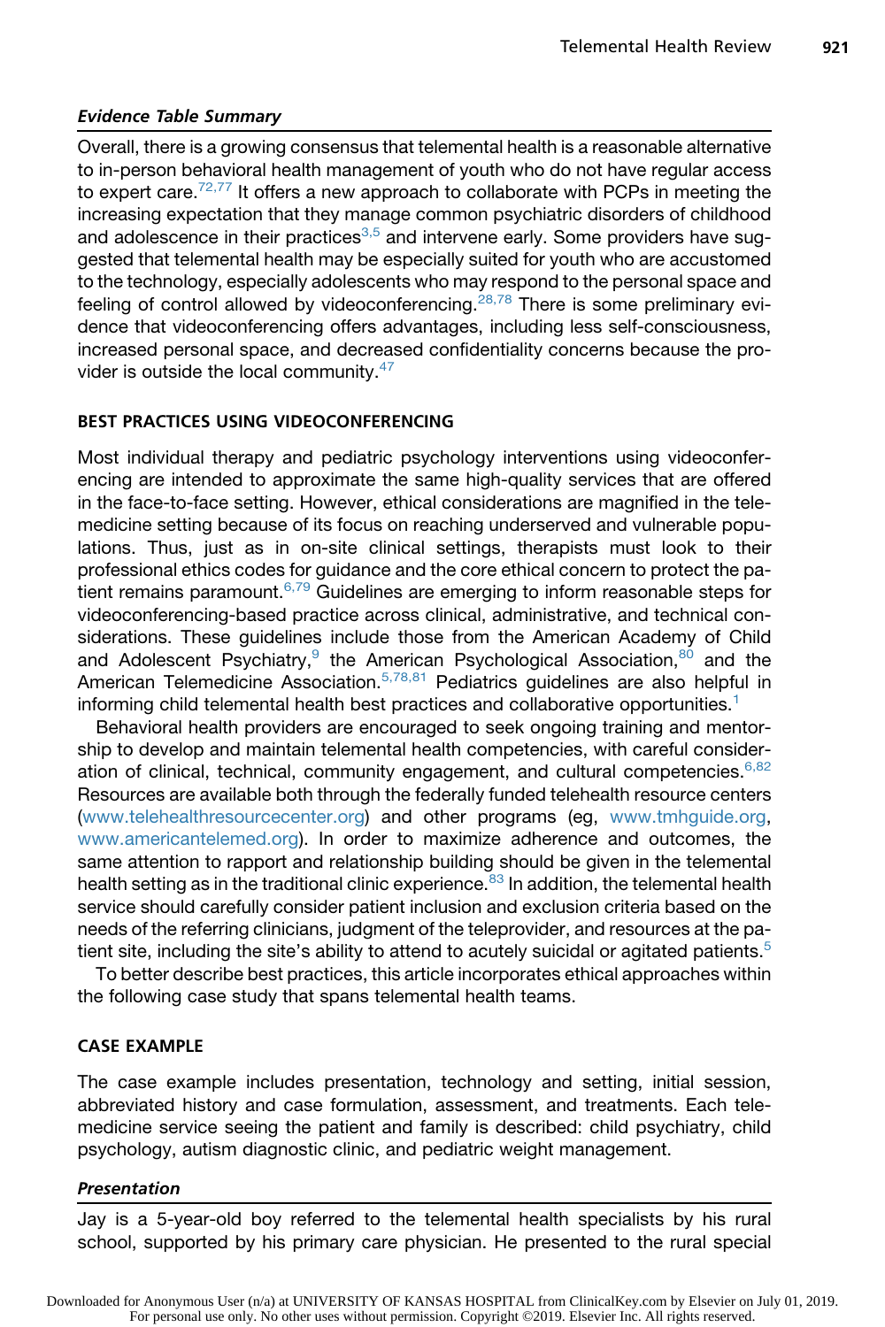### *Evidence Table Summary*

Overall, there is a growing consensus that telemental health is a reasonable alternative to in-person behavioral health management of youth who do not have regular access to expert care.[72,77] It offers a new approach to collaborate with PCPs in meeting the increasing expectation that they manage common psychiatric disorders of childhood and adolescence in their practices[3,5] and intervene early. Some providers have suggested that telemental health may be especially suited for youth who are accustomed to the technology, especially adolescents who may respond to the personal space and feeling of control allowed by videoconferencing.[28,78] There is some preliminary evidence that videoconferencing offers advantages, including less self-consciousness, increased personal space, and decreased confidentiality concerns because the provider is outside the local community.[47]

## BEST PRACTICES USING VIDEOCONFERENCING

Most individual therapy and pediatric psychology interventions using videoconferencing are intended to approximate the same high-quality services that are offered in the face-to-face setting. However, ethical considerations are magnified in the telemedicine setting because of its focus on reaching underserved and vulnerable populations. Thus, just as in on-site clinical settings, therapists must look to their professional ethics codes for guidance and the core ethical concern to protect the patient remains paramount.[6,79] Guidelines are emerging to inform reasonable steps for videoconferencing-based practice across clinical, administrative, and technical considerations. These guidelines include those from the American Academy of Child and Adolescent Psychiatry,[9] the American Psychological Association,[80] and the American Telemedicine Association.[5,78,81] Pediatrics guidelines are also helpful in informing child telemental health best practices and collaborative opportunities.[1]

Behavioral health providers are encouraged to seek ongoing training and mentorship to develop and maintain telemental health competencies, with careful consideration of clinical, technical, community engagement, and cultural competencies.[6,82] Resources are available both through the federally funded telehealth resource centers (www.telehealthresourcecenter.org) and other programs (eg, www.tmhguide.org, www.americantelemed.org). In order to maximize adherence and outcomes, the same attention to rapport and relationship building should be given in the telemental health setting as in the traditional clinic experience.[83] In addition, the telemental health service should carefully consider patient inclusion and exclusion criteria based on the needs of the referring clinicians, judgment of the teleprovider, and resources at the patient site, including the site's ability to attend to acutely suicidal or agitated patients.[5]

To better describe best practices, this article incorporates ethical approaches within the following case study that spans telemental health teams.

## CASE EXAMPLE

The case example includes presentation, technology and setting, initial session, abbreviated history and case formulation, assessment, and treatments. Each telemedicine service seeing the patient and family is described: child psychiatry, child psychology, autism diagnostic clinic, and pediatric weight management.

### *Presentation*

Jay is a 5-year-old boy referred to the telemental health specialists by his rural school, supported by his primary care physician. He presented to the rural special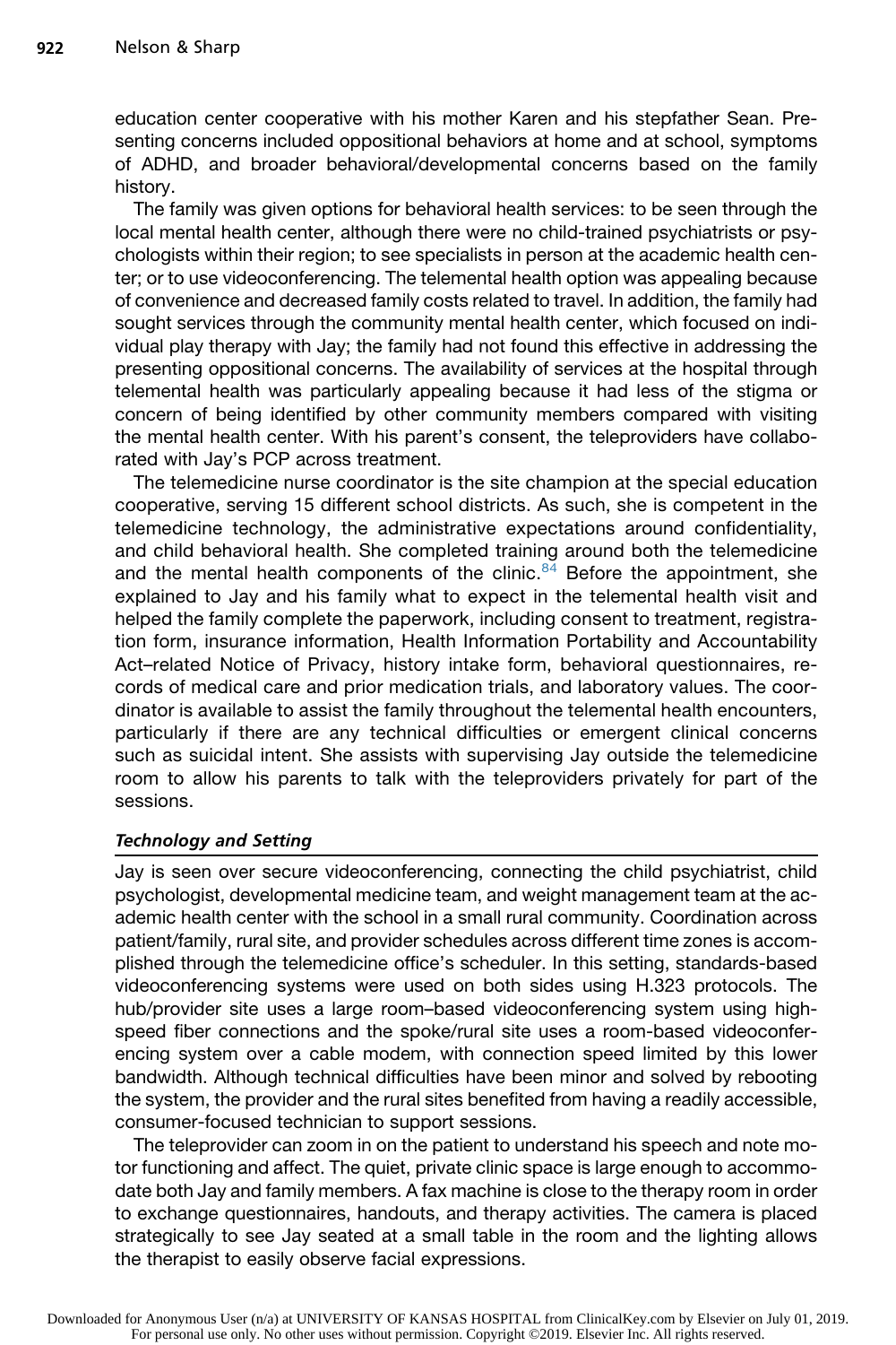education center cooperative with his mother Karen and his stepfather Sean. Presenting concerns included oppositional behaviors at home and at school, symptoms of ADHD, and broader behavioral/developmental concerns based on the family history.

The family was given options for behavioral health services: to be seen through the local mental health center, although there were no child-trained psychiatrists or psychologists within their region; to see specialists in person at the academic health center; or to use videoconferencing. The telemental health option was appealing because of convenience and decreased family costs related to travel. In addition, the family had sought services through the community mental health center, which focused on individual play therapy with Jay; the family had not found this effective in addressing the presenting oppositional concerns. The availability of services at the hospital through telemental health was particularly appealing because it had less of the stigma or concern of being identified by other community members compared with visiting the mental health center. With his parent's consent, the teleproviders have collaborated with Jay's PCP across treatment.

The telemedicine nurse coordinator is the site champion at the special education cooperative, serving 15 different school districts. As such, she is competent in the telemedicine technology, the administrative expectations around confidentiality, and child behavioral health. She completed training around both the telemedicine and the mental health components of the clinic.[84] Before the appointment, she explained to Jay and his family what to expect in the telemental health visit and helped the family complete the paperwork, including consent to treatment, registration form, insurance information, Health Information Portability and Accountability Act–related Notice of Privacy, history intake form, behavioral questionnaires, records of medical care and prior medication trials, and laboratory values. The coordinator is available to assist the family throughout the telemental health encounters, particularly if there are any technical difficulties or emergent clinical concerns such as suicidal intent. She assists with supervising Jay outside the telemedicine room to allow his parents to talk with the teleproviders privately for part of the sessions.

### *Technology and Setting*

Jay is seen over secure videoconferencing, connecting the child psychiatrist, child psychologist, developmental medicine team, and weight management team at the academic health center with the school in a small rural community. Coordination across patient/family, rural site, and provider schedules across different time zones is accomplished through the telemedicine office's scheduler. In this setting, standards-based videoconferencing systems were used on both sides using H.323 protocols. The hub/provider site uses a large room–based videoconferencing system using high-speed fiber connections and the spoke/rural site uses a room-based videoconferencing system over a cable modem, with connection speed limited by this lower bandwidth. Although technical difficulties have been minor and solved by rebooting the system, the provider and the rural sites benefited from having a readily accessible, consumer-focused technician to support sessions.

The teleprovider can zoom in on the patient to understand his speech and note motor functioning and affect. The quiet, private clinic space is large enough to accommodate both Jay and family members. A fax machine is close to the therapy room in order to exchange questionnaires, handouts, and therapy activities. The camera is placed strategically to see Jay seated at a small table in the room and the lighting allows the therapist to easily observe facial expressions.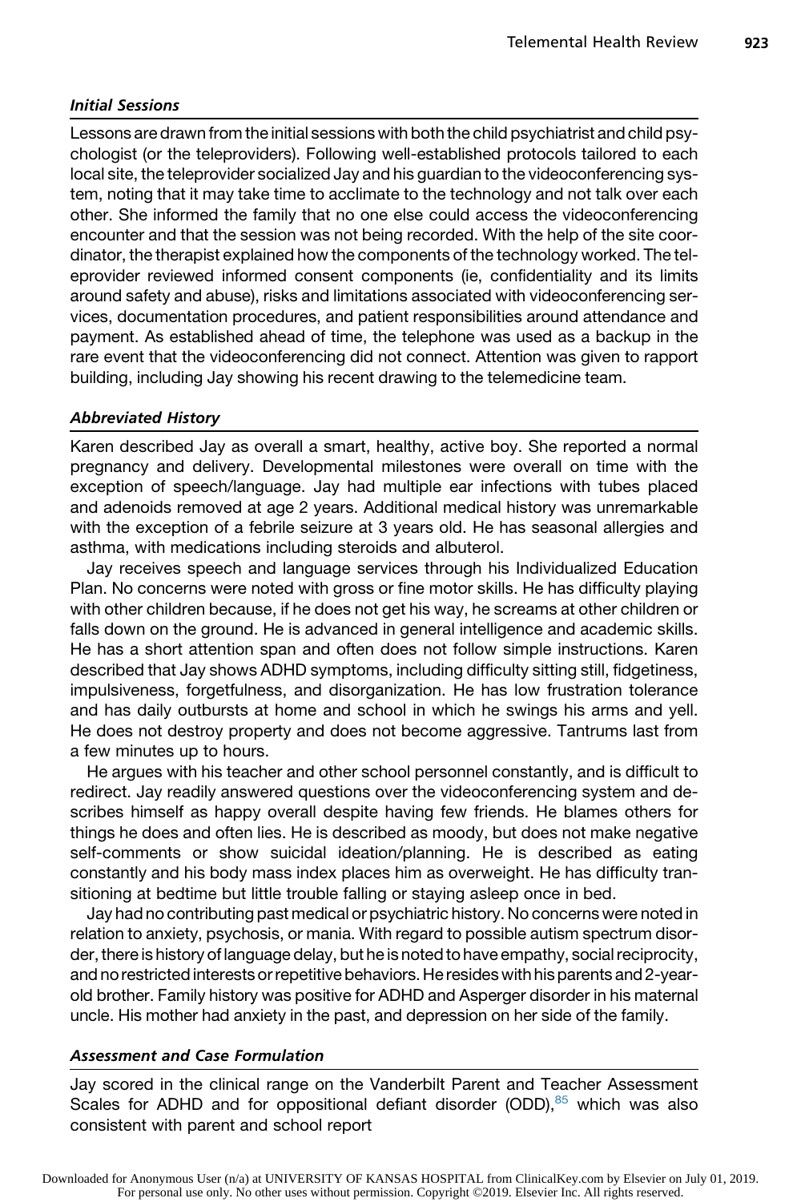### *Initial Sessions*

Lessons are drawn from the initial sessions with both the child psychiatrist and child psychologist (or the teleproviders). Following well-established protocols tailored to each local site, the teleprovider socialized Jay and his guardian to the videoconferencing system, noting that it may take time to acclimate to the technology and not talk over each other. She informed the family that no one else could access the videoconferencing encounter and that the session was not being recorded. With the help of the site coordinator, the therapist explained how the components of the technology worked. The teleprovider reviewed informed consent components (ie, confidentiality and its limits around safety and abuse), risks and limitations associated with videoconferencing services, documentation procedures, and patient responsibilities around attendance and payment. As established ahead of time, the telephone was used as a backup in the rare event that the videoconferencing did not connect. Attention was given to rapport building, including Jay showing his recent drawing to the telemedicine team.

### *Abbreviated History*

Karen described Jay as overall a smart, healthy, active boy. She reported a normal pregnancy and delivery. Developmental milestones were overall on time with the exception of speech/language. Jay had multiple ear infections with tubes placed and adenoids removed at age 2 years. Additional medical history was unremarkable with the exception of a febrile seizure at 3 years old. He has seasonal allergies and asthma, with medications including steroids and albuterol.

Jay receives speech and language services through his Individualized Education Plan. No concerns were noted with gross or fine motor skills. He has difficulty playing with other children because, if he does not get his way, he screams at other children or falls down on the ground. He is advanced in general intelligence and academic skills. He has a short attention span and often does not follow simple instructions. Karen described that Jay shows ADHD symptoms, including difficulty sitting still, fidgetiness, impulsiveness, forgetfulness, and disorganization. He has low frustration tolerance and has daily outbursts at home and school in which he swings his arms and yell. He does not destroy property and does not become aggressive. Tantrums last from a few minutes up to hours.

He argues with his teacher and other school personnel constantly, and is difficult to redirect. Jay readily answered questions over the videoconferencing system and describes himself as happy overall despite having few friends. He blames others for things he does and often lies. He is described as moody, but does not make negative self-comments or show suicidal ideation/planning. He is described as eating constantly and his body mass index places him as overweight. He has difficulty transitioning at bedtime but little trouble falling or staying asleep once in bed.

Jay had no contributing past medical or psychiatric history. No concerns were noted in relation to anxiety, psychosis, or mania. With regard to possible autism spectrum disorder, there is history of language delay, but he is noted to have empathy, social reciprocity, and no restricted interests or repetitive behaviors. He resides with his parents and 2-year-old brother. Family history was positive for ADHD and Asperger disorder in his maternal uncle. His mother had anxiety in the past, and depression on her side of the family.

### *Assessment and Case Formulation*

Jay scored in the clinical range on the Vanderbilt Parent and Teacher Assessment Scales for ADHD and for oppositional defiant disorder (ODD),[85] which was also consistent with parent and school report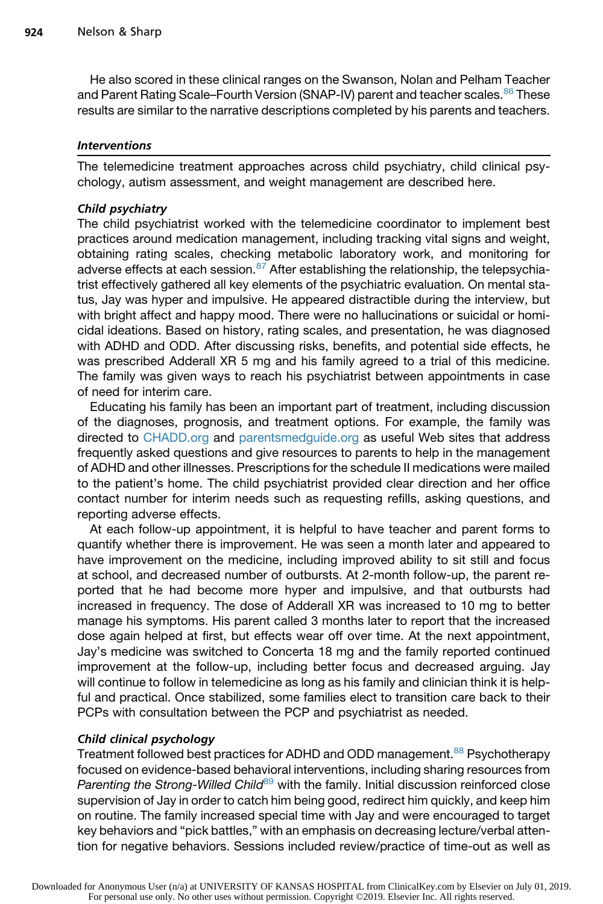He also scored in these clinical ranges on the Swanson, Nolan and Pelham Teacher and Parent Rating Scale–Fourth Version (SNAP-IV) parent and teacher scales.[86] These results are similar to the narrative descriptions completed by his parents and teachers.

### Interventions

The telemedicine treatment approaches across child psychiatry, child clinical psychology, autism assessment, and weight management are described here.

#### Child psychiatry

The child psychiatrist worked with the telemedicine coordinator to implement best practices around medication management, including tracking vital signs and weight, obtaining rating scales, checking metabolic laboratory work, and monitoring for adverse effects at each session.[87] After establishing the relationship, the telepsychiatrist effectively gathered all key elements of the psychiatric evaluation. On mental status, Jay was hyper and impulsive. He appeared distractible during the interview, but with bright affect and happy mood. There were no hallucinations or suicidal or homicidal ideations. Based on history, rating scales, and presentation, he was diagnosed with ADHD and ODD. After discussing risks, benefits, and potential side effects, he was prescribed Adderall XR 5 mg and his family agreed to a trial of this medicine. The family was given ways to reach his psychiatrist between appointments in case of need for interim care.

Educating his family has been an important part of treatment, including discussion of the diagnoses, prognosis, and treatment options. For example, the family was directed to CHADD.org and parentsmedguide.org as useful Web sites that address frequently asked questions and give resources to parents to help in the management of ADHD and other illnesses. Prescriptions for the schedule II medications were mailed to the patient's home. The child psychiatrist provided clear direction and her office contact number for interim needs such as requesting refills, asking questions, and reporting adverse effects.

At each follow-up appointment, it is helpful to have teacher and parent forms to quantify whether there is improvement. He was seen a month later and appeared to have improvement on the medicine, including improved ability to sit still and focus at school, and decreased number of outbursts. At 2-month follow-up, the parent reported that he had become more hyper and impulsive, and that outbursts had increased in frequency. The dose of Adderall XR was increased to 10 mg to better manage his symptoms. His parent called 3 months later to report that the increased dose again helped at first, but effects wear off over time. At the next appointment, Jay's medicine was switched to Concerta 18 mg and the family reported continued improvement at the follow-up, including better focus and decreased arguing. Jay will continue to follow in telemedicine as long as his family and clinician think it is helpful and practical. Once stabilized, some families elect to transition care back to their PCPs with consultation between the PCP and psychiatrist as needed.

#### Child clinical psychology

Treatment followed best practices for ADHD and ODD management.[88] Psychotherapy focused on evidence-based behavioral interventions, including sharing resources from *Parenting the Strong-Willed Child*[89] with the family. Initial discussion reinforced close supervision of Jay in order to catch him being good, redirect him quickly, and keep him on routine. The family increased special time with Jay and were encouraged to target key behaviors and "pick battles," with an emphasis on decreasing lecture/verbal attention for negative behaviors. Sessions included review/practice of time-out as well as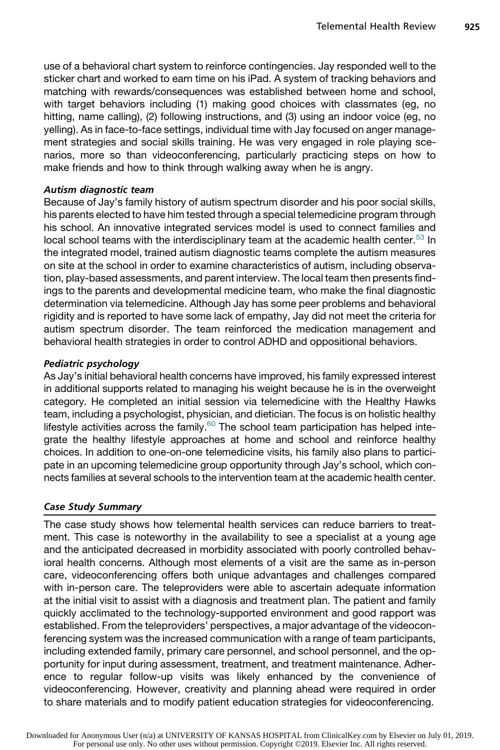use of a behavioral chart system to reinforce contingencies. Jay responded well to the sticker chart and worked to earn time on his iPad. A system of tracking behaviors and matching with rewards/consequences was established between home and school, with target behaviors including (1) making good choices with classmates (eg, no hitting, name calling), (2) following instructions, and (3) using an indoor voice (eg, no yelling). As in face-to-face settings, individual time with Jay focused on anger management strategies and social skills training. He was very engaged in role playing scenarios, more so than videoconferencing, particularly practicing steps on how to make friends and how to think through walking away when he is angry.

#### *Autism diagnostic team*

Because of Jay's family history of autism spectrum disorder and his poor social skills, his parents elected to have him tested through a special telemedicine program through his school. An innovative integrated services model is used to connect families and local school teams with the interdisciplinary team at the academic health center.[53] In the integrated model, trained autism diagnostic teams complete the autism measures on site at the school in order to examine characteristics of autism, including observation, play-based assessments, and parent interview. The local team then presents findings to the parents and developmental medicine team, who make the final diagnostic determination via telemedicine. Although Jay has some peer problems and behavioral rigidity and is reported to have some lack of empathy, Jay did not meet the criteria for autism spectrum disorder. The team reinforced the medication management and behavioral health strategies in order to control ADHD and oppositional behaviors.

#### *Pediatric psychology*

As Jay's initial behavioral health concerns have improved, his family expressed interest in additional supports related to managing his weight because he is in the overweight category. He completed an initial session via telemedicine with the Healthy Hawks team, including a psychologist, physician, and dietician. The focus is on holistic healthy lifestyle activities across the family.[60] The school team participation has helped integrate the healthy lifestyle approaches at home and school and reinforce healthy choices. In addition to one-on-one telemedicine visits, his family also plans to participate in an upcoming telemedicine group opportunity through Jay's school, which connects families at several schools to the intervention team at the academic health center.

### *Case Study Summary*

The case study shows how telemental health services can reduce barriers to treatment. This case is noteworthy in the availability to see a specialist at a young age and the anticipated decreased in morbidity associated with poorly controlled behavioral health concerns. Although most elements of a visit are the same as in-person care, videoconferencing offers both unique advantages and challenges compared with in-person care. The teleproviders were able to ascertain adequate information at the initial visit to assist with a diagnosis and treatment plan. The patient and family quickly acclimated to the technology-supported environment and good rapport was established. From the teleproviders' perspectives, a major advantage of the videoconferencing system was the increased communication with a range of team participants, including extended family, primary care personnel, and school personnel, and the opportunity for input during assessment, treatment, and treatment maintenance. Adherence to regular follow-up visits was likely enhanced by the convenience of videoconferencing. However, creativity and planning ahead were required in order to share materials and to modify patient education strategies for videoconferencing.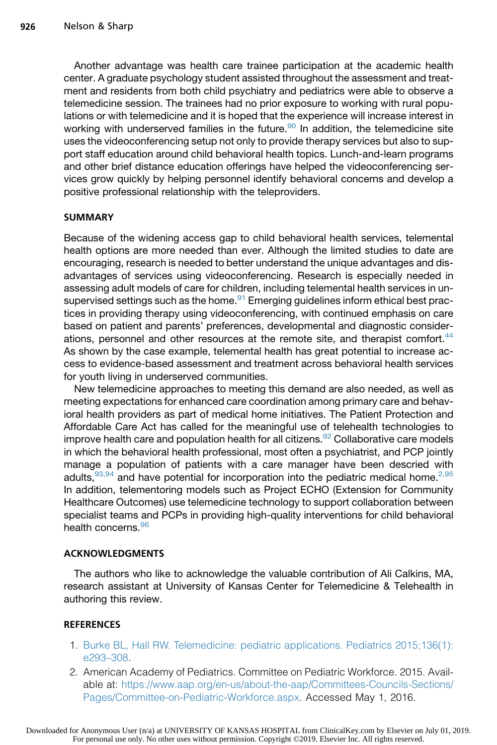Another advantage was health care trainee participation at the academic health center. A graduate psychology student assisted throughout the assessment and treatment and residents from both child psychiatry and pediatrics were able to observe a telemedicine session. The trainees had no prior exposure to working with rural populations or with telemedicine and it is hoped that the experience will increase interest in working with underserved families in the future.[90] In addition, the telemedicine site uses the videoconferencing setup not only to provide therapy services but also to support staff education around child behavioral health topics. Lunch-and-learn programs and other brief distance education offerings have helped the videoconferencing services grow quickly by helping personnel identify behavioral concerns and develop a positive professional relationship with the teleproviders.

## SUMMARY

Because of the widening access gap to child behavioral health services, telemental health options are more needed than ever. Although the limited studies to date are encouraging, research is needed to better understand the unique advantages and disadvantages of services using videoconferencing. Research is especially needed in assessing adult models of care for children, including telemental health services in unsupervised settings such as the home.[91] Emerging guidelines inform ethical best practices in providing therapy using videoconferencing, with continued emphasis on care based on patient and parents' preferences, developmental and diagnostic considerations, personnel and other resources at the remote site, and therapist comfort.[44] As shown by the case example, telemental health has great potential to increase access to evidence-based assessment and treatment across behavioral health services for youth living in underserved communities.

New telemedicine approaches to meeting this demand are also needed, as well as meeting expectations for enhanced care coordination among primary care and behavioral health providers as part of medical home initiatives. The Patient Protection and Affordable Care Act has called for the meaningful use of telehealth technologies to improve health care and population health for all citizens.[92] Collaborative care models in which the behavioral health professional, most often a psychiatrist, and PCP jointly manage a population of patients with a care manager have been descried with adults,[93,94] and have potential for incorporation into the pediatric medical home.[2,95] In addition, telementoring models such as Project ECHO (Extension for Community Healthcare Outcomes) use telemedicine technology to support collaboration between specialist teams and PCPs in providing high-quality interventions for child behavioral health concerns.[96]

## ACKNOWLEDGMENTS

The authors who like to acknowledge the valuable contribution of Ali Calkins, MA, research assistant at University of Kansas Center for Telemedicine & Telehealth in authoring this review.

## REFERENCES

1. Burke BL, Hall RW. Telemedicine: pediatric applications. Pediatrics 2015;136(1): e293–308.
2. American Academy of Pediatrics. Committee on Pediatric Workforce. 2015. Available at: https://www.aap.org/en-us/about-the-aap/Committees-Councils-Sections/Pages/Committee-on-Pediatric-Workforce.aspx. Accessed May 1, 2016.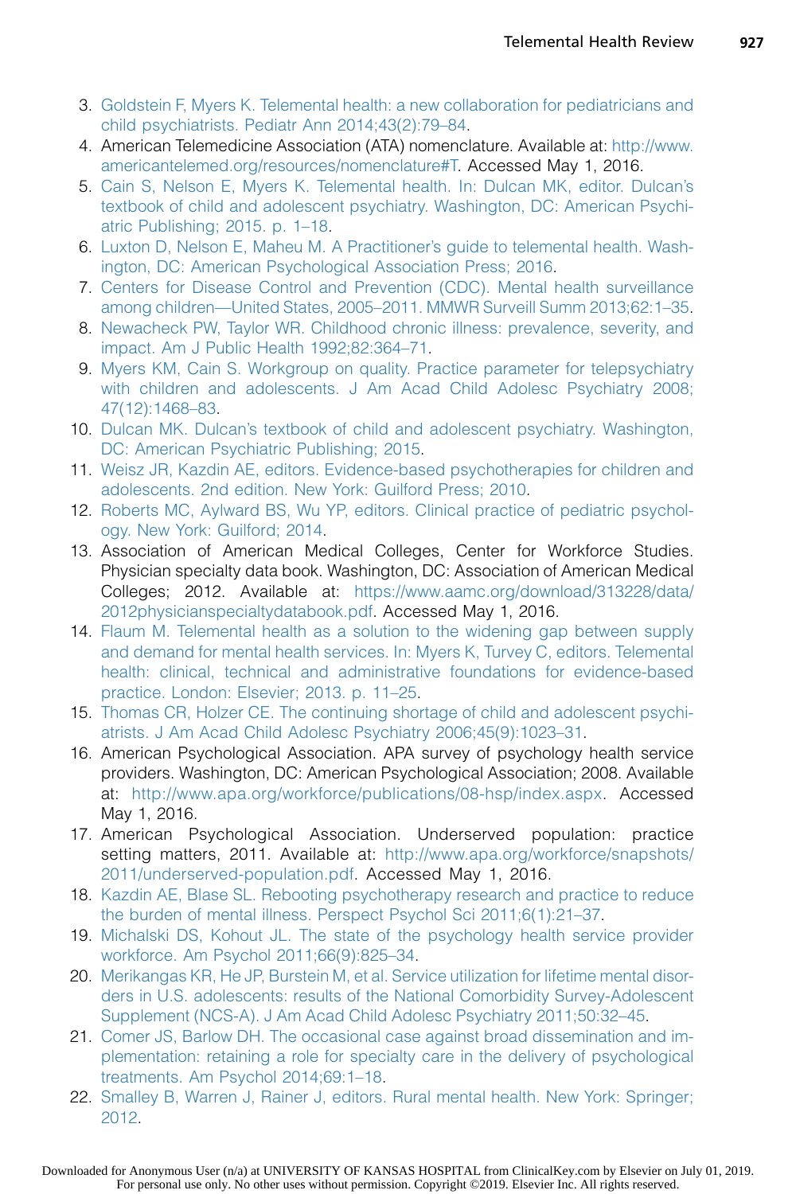3. Goldstein F, Myers K. Telemental health: a new collaboration for pediatricians and child psychiatrists. Pediatr Ann 2014;43(2):79–84.
4. American Telemedicine Association (ATA) nomenclature. Available at: http://www.americantelemed.org/resources/nomenclature#T. Accessed May 1, 2016.
5. Cain S, Nelson E, Myers K. Telemental health. In: Dulcan MK, editor. Dulcan's textbook of child and adolescent psychiatry. Washington, DC: American Psychiatric Publishing; 2015. p. 1–18.
6. Luxton D, Nelson E, Maheu M. A Practitioner's guide to telemental health. Washington, DC: American Psychological Association Press; 2016.
7. Centers for Disease Control and Prevention (CDC). Mental health surveillance among children—United States, 2005–2011. MMWR Surveill Summ 2013;62:1–35.
8. Newacheck PW, Taylor WR. Childhood chronic illness: prevalence, severity, and impact. Am J Public Health 1992;82:364–71.
9. Myers KM, Cain S. Workgroup on quality. Practice parameter for telepsychiatry with children and adolescents. J Am Acad Child Adolesc Psychiatry 2008;47(12):1468–83.
10. Dulcan MK. Dulcan's textbook of child and adolescent psychiatry. Washington, DC: American Psychiatric Publishing; 2015.
11. Weisz JR, Kazdin AE, editors. Evidence-based psychotherapies for children and adolescents. 2nd edition. New York: Guilford Press; 2010.
12. Roberts MC, Aylward BS, Wu YP, editors. Clinical practice of pediatric psychology. New York: Guilford; 2014.
13. Association of American Medical Colleges, Center for Workforce Studies. Physician specialty data book. Washington, DC: Association of American Medical Colleges; 2012. Available at: https://www.aamc.org/download/313228/data/2012physicianspecialtydatabook.pdf. Accessed May 1, 2016.
14. Flaum M. Telemental health as a solution to the widening gap between supply and demand for mental health services. In: Myers K, Turvey C, editors. Telemental health: clinical, technical and administrative foundations for evidence-based practice. London: Elsevier; 2013. p. 11–25.
15. Thomas CR, Holzer CE. The continuing shortage of child and adolescent psychiatrists. J Am Acad Child Adolesc Psychiatry 2006;45(9):1023–31.
16. American Psychological Association. APA survey of psychology health service providers. Washington, DC: American Psychological Association; 2008. Available at: http://www.apa.org/workforce/publications/08-hsp/index.aspx. Accessed May 1, 2016.
17. American Psychological Association. Underserved population: practice setting matters, 2011. Available at: http://www.apa.org/workforce/snapshots/2011/underserved-population.pdf. Accessed May 1, 2016.
18. Kazdin AE, Blase SL. Rebooting psychotherapy research and practice to reduce the burden of mental illness. Perspect Psychol Sci 2011;6(1):21–37.
19. Michalski DS, Kohout JL. The state of the psychology health service provider workforce. Am Psychol 2011;66(9):825–34.
20. Merikangas KR, He JP, Burstein M, et al. Service utilization for lifetime mental disorders in U.S. adolescents: results of the National Comorbidity Survey-Adolescent Supplement (NCS-A). J Am Acad Child Adolesc Psychiatry 2011;50:32–45.
21. Comer JS, Barlow DH. The occasional case against broad dissemination and implementation: retaining a role for specialty care in the delivery of psychological treatments. Am Psychol 2014;69:1–18.
22. Smalley B, Warren J, Rainer J, editors. Rural mental health. New York: Springer; 2012.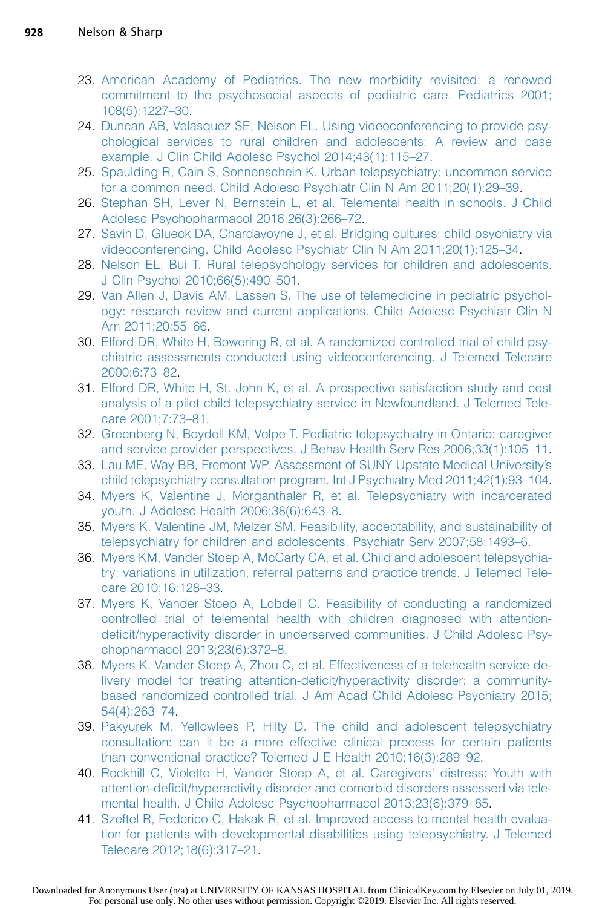23. American Academy of Pediatrics. The new morbidity revisited: a renewed commitment to the psychosocial aspects of pediatric care. Pediatrics 2001; 108(5):1227–30.
24. Duncan AB, Velasquez SE, Nelson EL. Using videoconferencing to provide psychological services to rural children and adolescents: A review and case example. J Clin Child Adolesc Psychol 2014;43(1):115–27.
25. Spaulding R, Cain S, Sonnenschein K. Urban telepsychiatry: uncommon service for a common need. Child Adolesc Psychiatr Clin N Am 2011;20(1):29–39.
26. Stephan SH, Lever N, Bernstein L, et al. Telemental health in schools. J Child Adolesc Psychopharmacol 2016;26(3):266–72.
27. Savin D, Glueck DA, Chardavoyne J, et al. Bridging cultures: child psychiatry via videoconferencing. Child Adolesc Psychiatr Clin N Am 2011;20(1):125–34.
28. Nelson EL, Bui T. Rural telepsychology services for children and adolescents. J Clin Psychol 2010;66(5):490–501.
29. Van Allen J, Davis AM, Lassen S. The use of telemedicine in pediatric psychology: research review and current applications. Child Adolesc Psychiatr Clin N Am 2011;20:55–66.
30. Elford DR, White H, Bowering R, et al. A randomized controlled trial of child psychiatric assessments conducted using videoconferencing. J Telemed Telecare 2000;6:73–82.
31. Elford DR, White H, St. John K, et al. A prospective satisfaction study and cost analysis of a pilot child telepsychiatry service in Newfoundland. J Telemed Telecare 2001;7:73–81.
32. Greenberg N, Boydell KM, Volpe T. Pediatric telepsychiatry in Ontario: caregiver and service provider perspectives. J Behav Health Serv Res 2006;33(1):105–11.
33. Lau ME, Way BB, Fremont WP. Assessment of SUNY Upstate Medical University's child telepsychiatry consultation program. Int J Psychiatry Med 2011;42(1):93–104.
34. Myers K, Valentine J, Morganthaler R, et al. Telepsychiatry with incarcerated youth. J Adolesc Health 2006;38(6):643–8.
35. Myers K, Valentine JM, Melzer SM. Feasibility, acceptability, and sustainability of telepsychiatry for children and adolescents. Psychiatr Serv 2007;58:1493–6.
36. Myers KM, Vander Stoep A, McCarty CA, et al. Child and adolescent telepsychiatry: variations in utilization, referral patterns and practice trends. J Telemed Telecare 2010;16:128–33.
37. Myers K, Vander Stoep A, Lobdell C. Feasibility of conducting a randomized controlled trial of telemental health with children diagnosed with attention-deficit/hyperactivity disorder in underserved communities. J Child Adolesc Psychopharmacol 2013;23(6):372–8.
38. Myers K, Vander Stoep A, Zhou C, et al. Effectiveness of a telehealth service delivery model for treating attention-deficit/hyperactivity disorder: a community-based randomized controlled trial. J Am Acad Child Adolesc Psychiatry 2015; 54(4):263–74.
39. Pakyurek M, Yellowlees P, Hilty D. The child and adolescent telepsychiatry consultation: can it be a more effective clinical process for certain patients than conventional practice? Telemed J E Health 2010;16(3):289–92.
40. Rockhill C, Violette H, Vander Stoep A, et al. Caregivers' distress: Youth with attention-deficit/hyperactivity disorder and comorbid disorders assessed via telemental health. J Child Adolesc Psychopharmacol 2013;23(6):379–85.
41. Szeftel R, Federico C, Hakak R, et al. Improved access to mental health evaluation for patients with developmental disabilities using telepsychiatry. J Telemed Telecare 2012;18(6):317–21.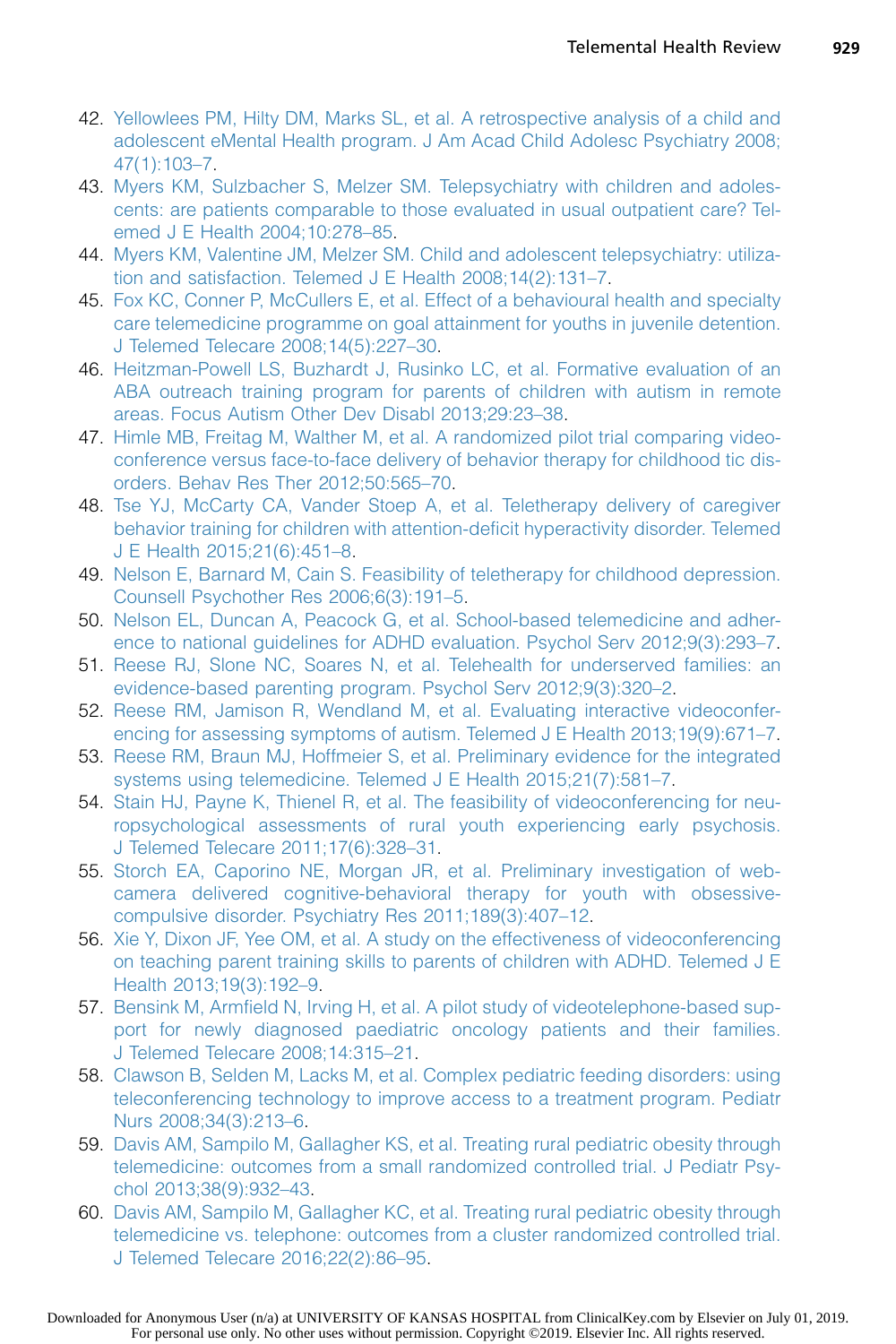42. Yellowlees PM, Hilty DM, Marks SL, et al. A retrospective analysis of a child and adolescent eMental Health program. J Am Acad Child Adolesc Psychiatry 2008; 47(1):103–7.
43. Myers KM, Sulzbacher S, Melzer SM. Telepsychiatry with children and adolescents: are patients comparable to those evaluated in usual outpatient care? Telemed J E Health 2004;10:278–85.
44. Myers KM, Valentine JM, Melzer SM. Child and adolescent telepsychiatry: utilization and satisfaction. Telemed J E Health 2008;14(2):131–7.
45. Fox KC, Conner P, McCullers E, et al. Effect of a behavioural health and specialty care telemedicine programme on goal attainment for youths in juvenile detention. J Telemed Telecare 2008;14(5):227–30.
46. Heitzman-Powell LS, Buzhardt J, Rusinko LC, et al. Formative evaluation of an ABA outreach training program for parents of children with autism in remote areas. Focus Autism Other Dev Disabl 2013;29:23–38.
47. Himle MB, Freitag M, Walther M, et al. A randomized pilot trial comparing videoconference versus face-to-face delivery of behavior therapy for childhood tic disorders. Behav Res Ther 2012;50:565–70.
48. Tse YJ, McCarty CA, Vander Stoep A, et al. Teletherapy delivery of caregiver behavior training for children with attention-deficit hyperactivity disorder. Telemed J E Health 2015;21(6):451–8.
49. Nelson E, Barnard M, Cain S. Feasibility of teletherapy for childhood depression. Counsell Psychother Res 2006;6(3):191–5.
50. Nelson EL, Duncan A, Peacock G, et al. School-based telemedicine and adherence to national guidelines for ADHD evaluation. Psychol Serv 2012;9(3):293–7.
51. Reese RJ, Slone NC, Soares N, et al. Telehealth for underserved families: an evidence-based parenting program. Psychol Serv 2012;9(3):320–2.
52. Reese RM, Jamison R, Wendland M, et al. Evaluating interactive videoconferencing for assessing symptoms of autism. Telemed J E Health 2013;19(9):671–7.
53. Reese RM, Braun MJ, Hoffmeier S, et al. Preliminary evidence for the integrated systems using telemedicine. Telemed J E Health 2015;21(7):581–7.
54. Stain HJ, Payne K, Thienel R, et al. The feasibility of videoconferencing for neuropsychological assessments of rural youth experiencing early psychosis. J Telemed Telecare 2011;17(6):328–31.
55. Storch EA, Caporino NE, Morgan JR, et al. Preliminary investigation of web-camera delivered cognitive-behavioral therapy for youth with obsessive-compulsive disorder. Psychiatry Res 2011;189(3):407–12.
56. Xie Y, Dixon JF, Yee OM, et al. A study on the effectiveness of videoconferencing on teaching parent training skills to parents of children with ADHD. Telemed J E Health 2013;19(3):192–9.
57. Bensink M, Armfield N, Irving H, et al. A pilot study of videotelephone-based support for newly diagnosed paediatric oncology patients and their families. J Telemed Telecare 2008;14:315–21.
58. Clawson B, Selden M, Lacks M, et al. Complex pediatric feeding disorders: using teleconferencing technology to improve access to a treatment program. Pediatr Nurs 2008;34(3):213–6.
59. Davis AM, Sampilo M, Gallagher KS, et al. Treating rural pediatric obesity through telemedicine: outcomes from a small randomized controlled trial. J Pediatr Psychol 2013;38(9):932–43.
60. Davis AM, Sampilo M, Gallagher KC, et al. Treating rural pediatric obesity through telemedicine vs. telephone: outcomes from a cluster randomized controlled trial. J Telemed Telecare 2016;22(2):86–95.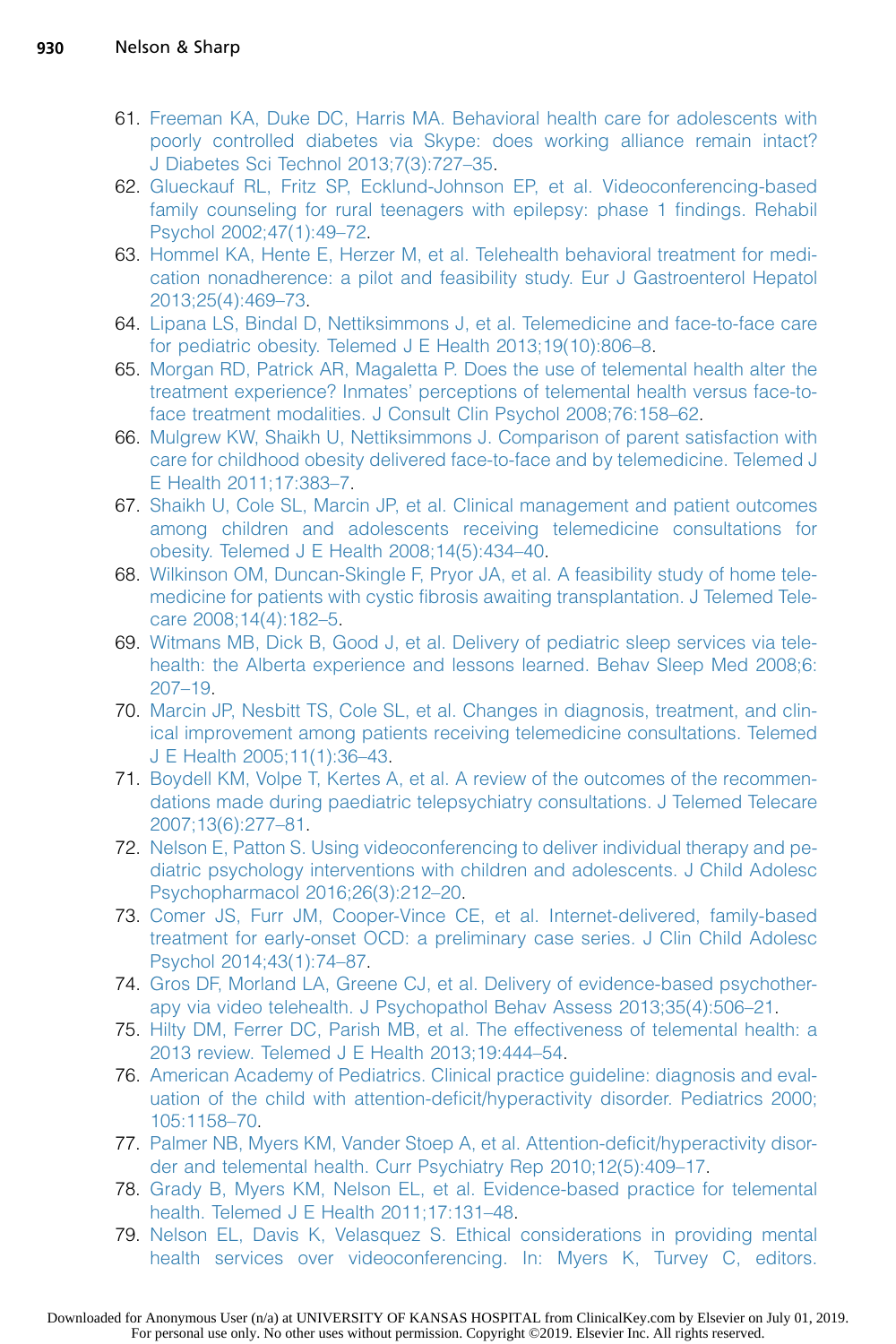61. Freeman KA, Duke DC, Harris MA. Behavioral health care for adolescents with poorly controlled diabetes via Skype: does working alliance remain intact? J Diabetes Sci Technol 2013;7(3):727–35.
62. Glueckauf RL, Fritz SP, Ecklund-Johnson EP, et al. Videoconferencing-based family counseling for rural teenagers with epilepsy: phase 1 findings. Rehabil Psychol 2002;47(1):49–72.
63. Hommel KA, Hente E, Herzer M, et al. Telehealth behavioral treatment for medication nonadherence: a pilot and feasibility study. Eur J Gastroenterol Hepatol 2013;25(4):469–73.
64. Lipana LS, Bindal D, Nettiksimmons J, et al. Telemedicine and face-to-face care for pediatric obesity. Telemed J E Health 2013;19(10):806–8.
65. Morgan RD, Patrick AR, Magaletta P. Does the use of telemental health alter the treatment experience? Inmates' perceptions of telemental health versus face-to-face treatment modalities. J Consult Clin Psychol 2008;76:158–62.
66. Mulgrew KW, Shaikh U, Nettiksimmons J. Comparison of parent satisfaction with care for childhood obesity delivered face-to-face and by telemedicine. Telemed J E Health 2011;17:383–7.
67. Shaikh U, Cole SL, Marcin JP, et al. Clinical management and patient outcomes among children and adolescents receiving telemedicine consultations for obesity. Telemed J E Health 2008;14(5):434–40.
68. Wilkinson OM, Duncan-Skingle F, Pryor JA, et al. A feasibility study of home telemedicine for patients with cystic fibrosis awaiting transplantation. J Telemed Telecare 2008;14(4):182–5.
69. Witmans MB, Dick B, Good J, et al. Delivery of pediatric sleep services via telehealth: the Alberta experience and lessons learned. Behav Sleep Med 2008;6:207–19.
70. Marcin JP, Nesbitt TS, Cole SL, et al. Changes in diagnosis, treatment, and clinical improvement among patients receiving telemedicine consultations. Telemed J E Health 2005;11(1):36–43.
71. Boydell KM, Volpe T, Kertes A, et al. A review of the outcomes of the recommendations made during paediatric telepsychiatry consultations. J Telemed Telecare 2007;13(6):277–81.
72. Nelson E, Patton S. Using videoconferencing to deliver individual therapy and pediatric psychology interventions with children and adolescents. J Child Adolesc Psychopharmacol 2016;26(3):212–20.
73. Comer JS, Furr JM, Cooper-Vince CE, et al. Internet-delivered, family-based treatment for early-onset OCD: a preliminary case series. J Clin Child Adolesc Psychol 2014;43(1):74–87.
74. Gros DF, Morland LA, Greene CJ, et al. Delivery of evidence-based psychotherapy via video telehealth. J Psychopathol Behav Assess 2013;35(4):506–21.
75. Hilty DM, Ferrer DC, Parish MB, et al. The effectiveness of telemental health: a 2013 review. Telemed J E Health 2013;19:444–54.
76. American Academy of Pediatrics. Clinical practice guideline: diagnosis and evaluation of the child with attention-deficit/hyperactivity disorder. Pediatrics 2000;105:1158–70.
77. Palmer NB, Myers KM, Vander Stoep A, et al. Attention-deficit/hyperactivity disorder and telemental health. Curr Psychiatry Rep 2010;12(5):409–17.
78. Grady B, Myers KM, Nelson EL, et al. Evidence-based practice for telemental health. Telemed J E Health 2011;17:131–48.
79. Nelson EL, Davis K, Velasquez S. Ethical considerations in providing mental health services over videoconferencing. In: Myers K, Turvey C, editors.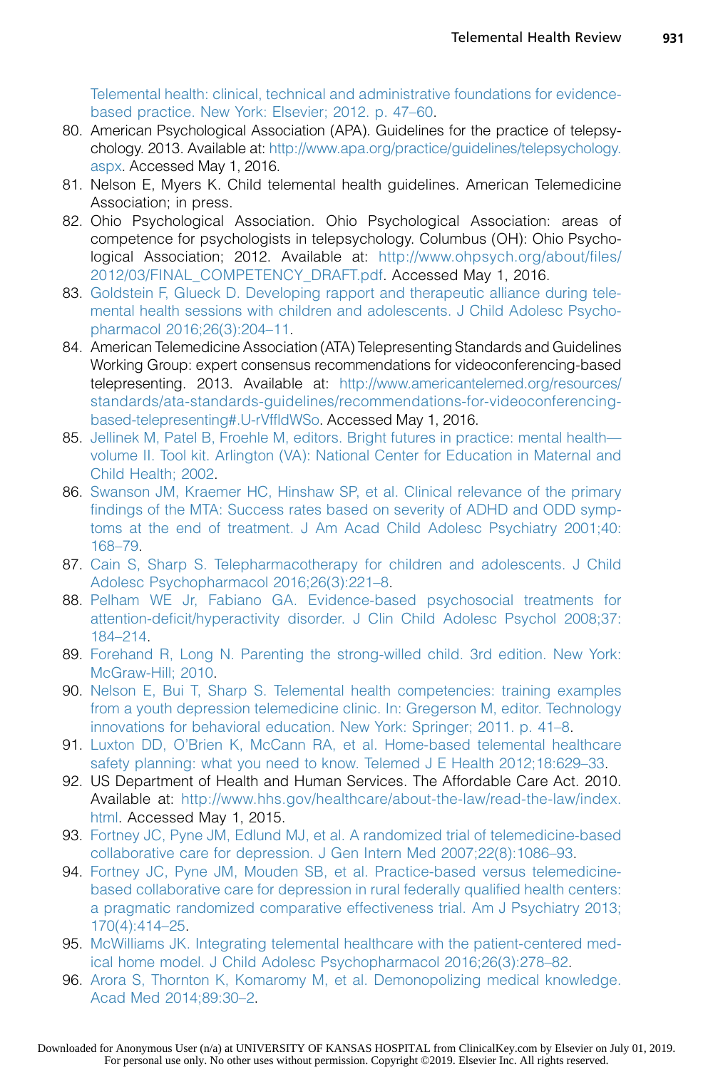Telemental health: clinical, technical and administrative foundations for evidence-based practice. New York: Elsevier; 2012. p. 47–60.

80. American Psychological Association (APA). Guidelines for the practice of telepsychology. 2013. Available at: http://www.apa.org/practice/guidelines/telepsychology.aspx. Accessed May 1, 2016.
81. Nelson E, Myers K. Child telemental health guidelines. American Telemedicine Association; in press.
82. Ohio Psychological Association. Ohio Psychological Association: areas of competence for psychologists in telepsychology. Columbus (OH): Ohio Psychological Association; 2012. Available at: http://www.ohpsych.org/about/files/2012/03/FINAL_COMPETENCY_DRAFT.pdf. Accessed May 1, 2016.
83. Goldstein F, Glueck D. Developing rapport and therapeutic alliance during telemental health sessions with children and adolescents. J Child Adolesc Psychopharmacol 2016;26(3):204–11.
84. American Telemedicine Association (ATA) Telepresenting Standards and Guidelines Working Group: expert consensus recommendations for videoconferencing-based telepresenting. 2013. Available at: http://www.americantelemed.org/resources/standards/ata-standards-guidelines/recommendations-for-videoconferencing-based-telepresenting#.U-rVffldWSo. Accessed May 1, 2016.
85. Jellinek M, Patel B, Froehle M, editors. Bright futures in practice: mental health—volume II. Tool kit. Arlington (VA): National Center for Education in Maternal and Child Health; 2002.
86. Swanson JM, Kraemer HC, Hinshaw SP, et al. Clinical relevance of the primary findings of the MTA: Success rates based on severity of ADHD and ODD symptoms at the end of treatment. J Am Acad Child Adolesc Psychiatry 2001;40:168–79.
87. Cain S, Sharp S. Telepharmacotherapy for children and adolescents. J Child Adolesc Psychopharmacol 2016;26(3):221–8.
88. Pelham WE Jr, Fabiano GA. Evidence-based psychosocial treatments for attention-deficit/hyperactivity disorder. J Clin Child Adolesc Psychol 2008;37:184–214.
89. Forehand R, Long N. Parenting the strong-willed child. 3rd edition. New York: McGraw-Hill; 2010.
90. Nelson E, Bui T, Sharp S. Telemental health competencies: training examples from a youth depression telemedicine clinic. In: Gregerson M, editor. Technology innovations for behavioral education. New York: Springer; 2011. p. 41–8.
91. Luxton DD, O'Brien K, McCann RA, et al. Home-based telemental healthcare safety planning: what you need to know. Telemed J E Health 2012;18:629–33.
92. US Department of Health and Human Services. The Affordable Care Act. 2010. Available at: http://www.hhs.gov/healthcare/about-the-law/read-the-law/index.html. Accessed May 1, 2015.
93. Fortney JC, Pyne JM, Edlund MJ, et al. A randomized trial of telemedicine-based collaborative care for depression. J Gen Intern Med 2007;22(8):1086–93.
94. Fortney JC, Pyne JM, Mouden SB, et al. Practice-based versus telemedicine-based collaborative care for depression in rural federally qualified health centers: a pragmatic randomized comparative effectiveness trial. Am J Psychiatry 2013;170(4):414–25.
95. McWilliams JK. Integrating telemental healthcare with the patient-centered medical home model. J Child Adolesc Psychopharmacol 2016;26(3):278–82.
96. Arora S, Thornton K, Komaromy M, et al. Demonopolizing medical knowledge. Acad Med 2014;89:30–2.